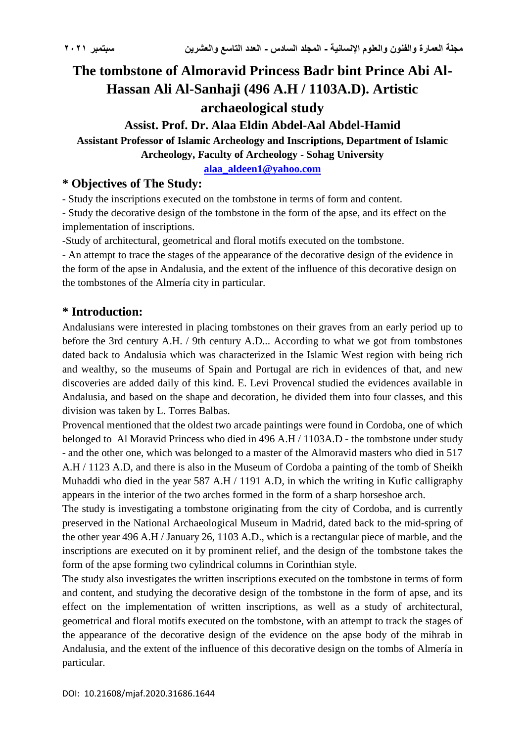# The tombstone of Almoravid Princess Badr bint Prince Abi Al-Hassan Ali Al-Sanhaji (496 A.H / 1103A.D). Artistic archaeological study

**Assist. Prof. Dr. Alaa Eldin Abdel-Aal Abdel-Hamid**

**Assistant Professor of Islamic Archeology and Inscriptions, Department of Islamic Archeology, Faculty of Archeology - Sohag University**

**alaa_aldeen1@yahoo.com**

## * Objectives of The Study:

- Study the inscriptions executed on the tombstone in terms of form and content.
- Study the decorative design of the tombstone in the form of the apse, and its effect on the implementation of inscriptions.
- Study of architectural, geometrical and floral motifs executed on the tombstone.
- An attempt to trace the stages of the appearance of the decorative design of the evidence in the form of the apse in Andalusia, and the extent of the influence of this decorative design on the tombstones of the Almería city in particular.

## * Introduction:

Andalusians were interested in placing tombstones on their graves from an early period up to before the 3rd century A.H. / 9th century A.D... According to what we got from tombstones dated back to Andalusia which was characterized in the Islamic West region with being rich and wealthy, so the museums of Spain and Portugal are rich in evidences of that, and new discoveries are added daily of this kind. E. Levi Provencal studied the evidences available in Andalusia, and based on the shape and decoration, he divided them into four classes, and this division was taken by L. Torres Balbas.

Provencal mentioned that the oldest two arcade paintings were found in Cordoba, one of which belonged to Al Moravid Princess who died in 496 A.H / 1103A.D - the tombstone under study - and the other one, which was belonged to a master of the Almoravid masters who died in 517 A.H / 1123 A.D, and there is also in the Museum of Cordoba a painting of the tomb of Sheikh Muhaddi who died in the year 587 A.H / 1191 A.D, in which the writing in Kufic calligraphy appears in the interior of the two arches formed in the form of a sharp horseshoe arch.

The study is investigating a tombstone originating from the city of Cordoba, and is currently preserved in the National Archaeological Museum in Madrid, dated back to the mid-spring of the other year 496 A.H / January 26, 1103 A.D., which is a rectangular piece of marble, and the inscriptions are executed on it by prominent relief, and the design of the tombstone takes the form of the apse forming two cylindrical columns in Corinthian style.

The study also investigates the written inscriptions executed on the tombstone in terms of form and content, and studying the decorative design of the tombstone in the form of apse, and its effect on the implementation of written inscriptions, as well as a study of architectural, geometrical and floral motifs executed on the tombstone, with an attempt to track the stages of the appearance of the decorative design of the evidence on the apse body of the mihrab in Andalusia, and the extent of the influence of this decorative design on the tombs of Almería in particular.

DOI: 10.21608/mjaf.2020.31686.1644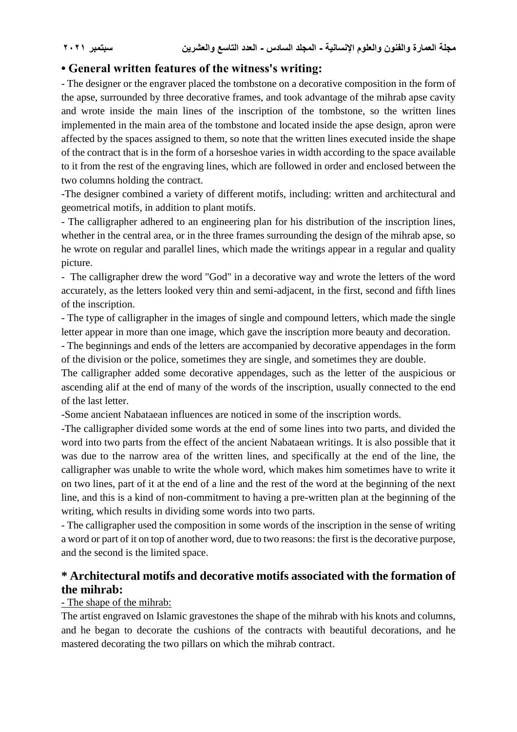## • General written features of the witness's writing:

- The designer or the engraver placed the tombstone on a decorative composition in the form of the apse, surrounded by three decorative frames, and took advantage of the mihrab apse cavity and wrote inside the main lines of the inscription of the tombstone, so the written lines implemented in the main area of the tombstone and located inside the apse design, apron were affected by the spaces assigned to them, so note that the written lines executed inside the shape of the contract that is in the form of a horseshoe varies in width according to the space available to it from the rest of the engraving lines, which are followed in order and enclosed between the two columns holding the contract.

-The designer combined a variety of different motifs, including: written and architectural and geometrical motifs, in addition to plant motifs.

- The calligrapher adhered to an engineering plan for his distribution of the inscription lines, whether in the central area, or in the three frames surrounding the design of the mihrab apse, so he wrote on regular and parallel lines, which made the writings appear in a regular and quality picture.

- The calligrapher drew the word "God" in a decorative way and wrote the letters of the word accurately, as the letters looked very thin and semi-adjacent, in the first, second and fifth lines of the inscription.

- The type of calligrapher in the images of single and compound letters, which made the single letter appear in more than one image, which gave the inscription more beauty and decoration.

- The beginnings and ends of the letters are accompanied by decorative appendages in the form of the division or the police, sometimes they are single, and sometimes they are double.

The calligrapher added some decorative appendages, such as the letter of the auspicious or ascending alif at the end of many of the words of the inscription, usually connected to the end of the last letter.

-Some ancient Nabataean influences are noticed in some of the inscription words.

-The calligrapher divided some words at the end of some lines into two parts, and divided the word into two parts from the effect of the ancient Nabataean writings. It is also possible that it was due to the narrow area of the written lines, and specifically at the end of the line, the calligrapher was unable to write the whole word, which makes him sometimes have to write it on two lines, part of it at the end of a line and the rest of the word at the beginning of the next line, and this is a kind of non-commitment to having a pre-written plan at the beginning of the writing, which results in dividing some words into two parts.

- The calligrapher used the composition in some words of the inscription in the sense of writing a word or part of it on top of another word, due to two reasons: the first is the decorative purpose, and the second is the limited space.

## * Architectural motifs and decorative motifs associated with the formation of the mihrab:

- The shape of the mihrab:

The artist engraved on Islamic gravestones the shape of the mihrab with his knots and columns, and he began to decorate the cushions of the contracts with beautiful decorations, and he mastered decorating the two pillars on which the mihrab contract.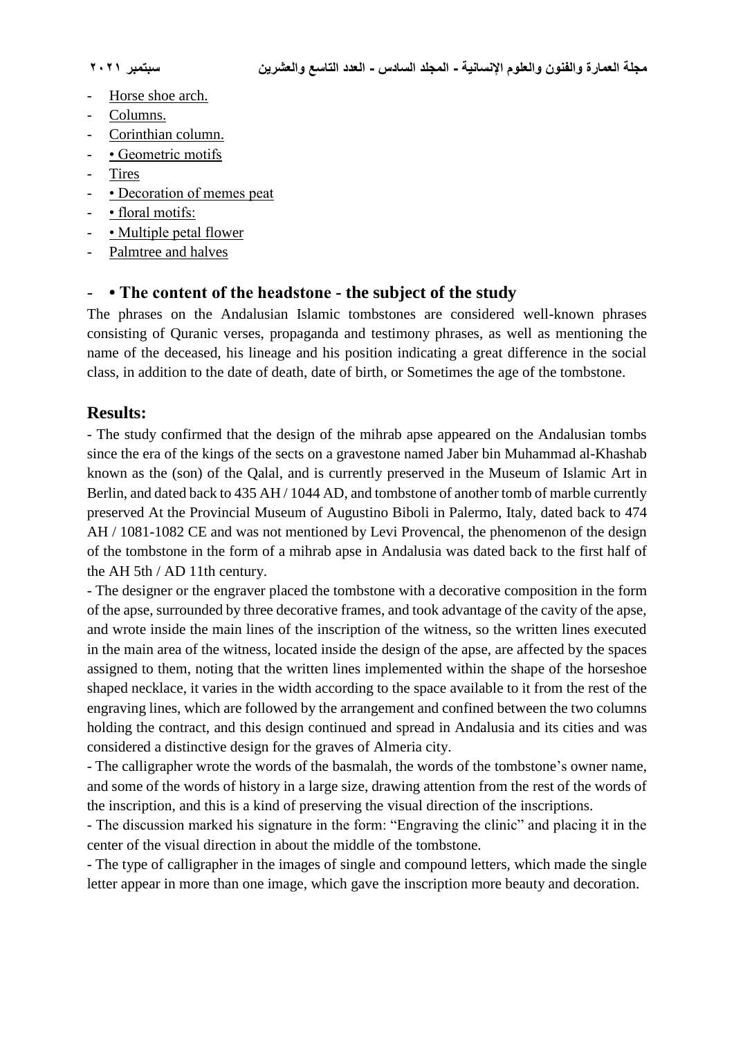- Horse shoe arch.
- Columns.
- Corinthian column.
- • Geometric motifs
- Tires
- • Decoration of memes peat
- • floral motifs:
- • Multiple petal flower
- Palmtree and halves

## - • The content of the headstone - the subject of the study

The phrases on the Andalusian Islamic tombstones are considered well-known phrases consisting of Quranic verses, propaganda and testimony phrases, as well as mentioning the name of the deceased, his lineage and his position indicating a great difference in the social class, in addition to the date of death, date of birth, or Sometimes the age of the tombstone.

## Results:

- The study confirmed that the design of the mihrab apse appeared on the Andalusian tombs since the era of the kings of the sects on a gravestone named Jaber bin Muhammad al-Khashab known as the (son) of the Qalal, and is currently preserved in the Museum of Islamic Art in Berlin, and dated back to 435 AH / 1044 AD, and tombstone of another tomb of marble currently preserved At the Provincial Museum of Augustino Biboli in Palermo, Italy, dated back to 474 AH / 1081-1082 CE and was not mentioned by Levi Provencal, the phenomenon of the design of the tombstone in the form of a mihrab apse in Andalusia was dated back to the first half of the AH 5th / AD 11th century.

- The designer or the engraver placed the tombstone with a decorative composition in the form of the apse, surrounded by three decorative frames, and took advantage of the cavity of the apse, and wrote inside the main lines of the inscription of the witness, so the written lines executed in the main area of the witness, located inside the design of the apse, are affected by the spaces assigned to them, noting that the written lines implemented within the shape of the horseshoe shaped necklace, it varies in the width according to the space available to it from the rest of the engraving lines, which are followed by the arrangement and confined between the two columns holding the contract, and this design continued and spread in Andalusia and its cities and was considered a distinctive design for the graves of Almeria city.

- The calligrapher wrote the words of the basmalah, the words of the tombstone's owner name, and some of the words of history in a large size, drawing attention from the rest of the words of the inscription, and this is a kind of preserving the visual direction of the inscriptions.

- The discussion marked his signature in the form: "Engraving the clinic" and placing it in the center of the visual direction in about the middle of the tombstone.

- The type of calligrapher in the images of single and compound letters, which made the single letter appear in more than one image, which gave the inscription more beauty and decoration.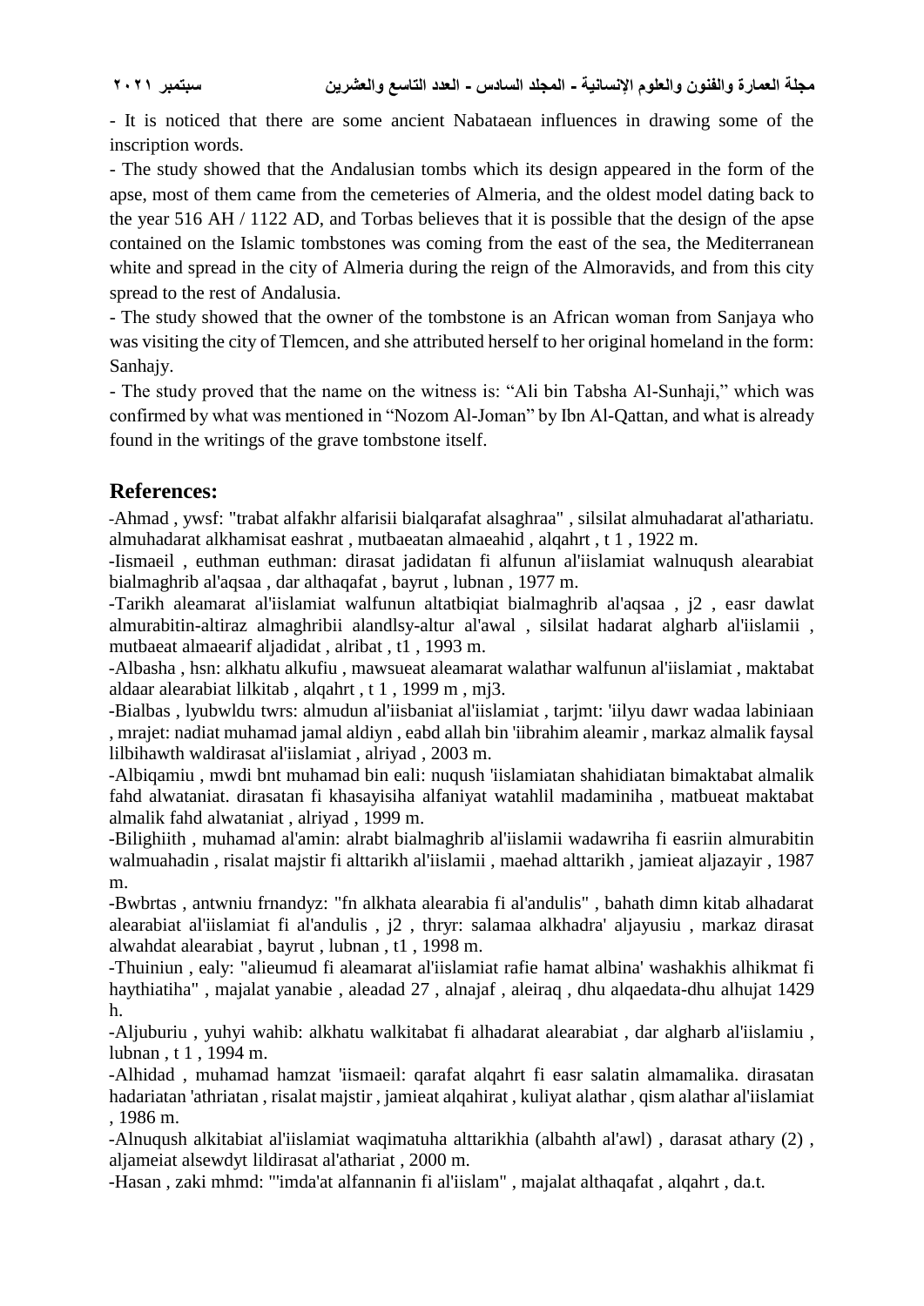- It is noticed that there are some ancient Nabataean influences in drawing some of the inscription words.

- The study showed that the Andalusian tombs which its design appeared in the form of the apse, most of them came from the cemeteries of Almeria, and the oldest model dating back to the year 516 AH / 1122 AD, and Torbas believes that it is possible that the design of the apse contained on the Islamic tombstones was coming from the east of the sea, the Mediterranean white and spread in the city of Almeria during the reign of the Almoravids, and from this city spread to the rest of Andalusia.

- The study showed that the owner of the tombstone is an African woman from Sanjaya who was visiting the city of Tlemcen, and she attributed herself to her original homeland in the form: Sanhajy.

- The study proved that the name on the witness is: "Ali bin Tabsha Al-Sunhaji," which was confirmed by what was mentioned in "Nozom Al-Joman" by Ibn Al-Qattan, and what is already found in the writings of the grave tombstone itself.

## References:

-Ahmad , ywsf: "trabat alfakhr alfarisii bialqarafat alsaghraa" , silsilat almuhadarat al'athariatu. almuhadarat alkhamisat eashrat , mutbaeatan almaeahid , alqahrt , t 1 , 1922 m.

-Iismaeil , euthman euthman: dirasat jadidatan fi alfunun al'iislamiat walnuqush alearabiat bialmaghrib al'aqsaa , dar althaqafat , bayrut , lubnan , 1977 m.

-Tarikh aleamarat al'iislamiat walfunun altatbiqiat bialmaghrib al'aqsaa , j2 , easr dawlat almurabitin-altiraz almaghribii alandlsy-altur al'awal , silsilat hadarat algharb al'iislamii , mutbaeat almaearif aljadidat , alribat , t1 , 1993 m.

-Albasha , hsn: alkhatu alkufiu , mawsueat aleamarat walathar walfunun al'iislamiat , maktabat aldaar alearabiat lilkitab , alqahrt , t 1 , 1999 m , mj3.

-Bialbas , lyubwldu twrs: almudun al'iisbaniat al'iislamiat , tarjmt: 'iilyu dawr wadaa labiniaan , mrajet: nadiat muhamad jamal aldiyn , eabd allah bin 'iibrahim aleamir , markaz almalik faysal lilbihawth waldirasat al'iislamiat , alriyad , 2003 m.

-Albiqamiu , mwdi bnt muhamad bin eali: nuqush 'iislamiatan shahidiatan bimaktabat almalik fahd alwataniat. dirasatan fi khasayisiha alfaniyat watahlil madaminiha , matbueat maktabat almalik fahd alwataniat , alriyad , 1999 m.

-Bilighiith , muhamad al'amin: alrabt bialmaghrib al'iislamii wadawriha fi easriin almurabitin walmuahadin , risalat majstir fi alttarikh al'iislamii , maehad alttarikh , jamieat aljazayir , 1987 m.

-Bwbrtas , antwniu frnandyz: "fn alkhata alearabia fi al'andulis" , bahath dimn kitab alhadarat alearabiat al'iislamiat fi al'andulis , j2 , thryr: salamaa alkhadra' aljayusiu , markaz dirasat alwahdat alearabiat , bayrut , lubnan , t1 , 1998 m.

-Thuiniun , ealy: "alieumud fi aleamarat al'iislamiat rafie hamat albina' washakhis alhikmat fi haythiatiha" , majalat yanabie , aleadad 27 , alnajaf , aleiraq , dhu alqaedata-dhu alhujat 1429 h.

-Aljuburiu , yuhyi wahib: alkhatu walkitabat fi alhadarat alearabiat , dar algharb al'iislamiu , lubnan , t 1 , 1994 m.

-Alhidad , muhamad hamzat 'iismaeil: qarafat alqahrt fi easr salatin almamalika. dirasatan hadariatan 'athriatan , risalat majstir , jamieat alqahirat , kuliyat alathar , qism alathar al'iislamiat , 1986 m.

-Alnuqush alkitabiat al'iislamiat waqimatuha alttarikhia (albahth al'awl) , darasat athary (2) , aljameiat alsewdyt lildirasat al'athariat , 2000 m.

-Hasan , zaki mhmd: "'imda'at alfannanin fi al'iislam" , majalat althaqafat , alqahrt , da.t.